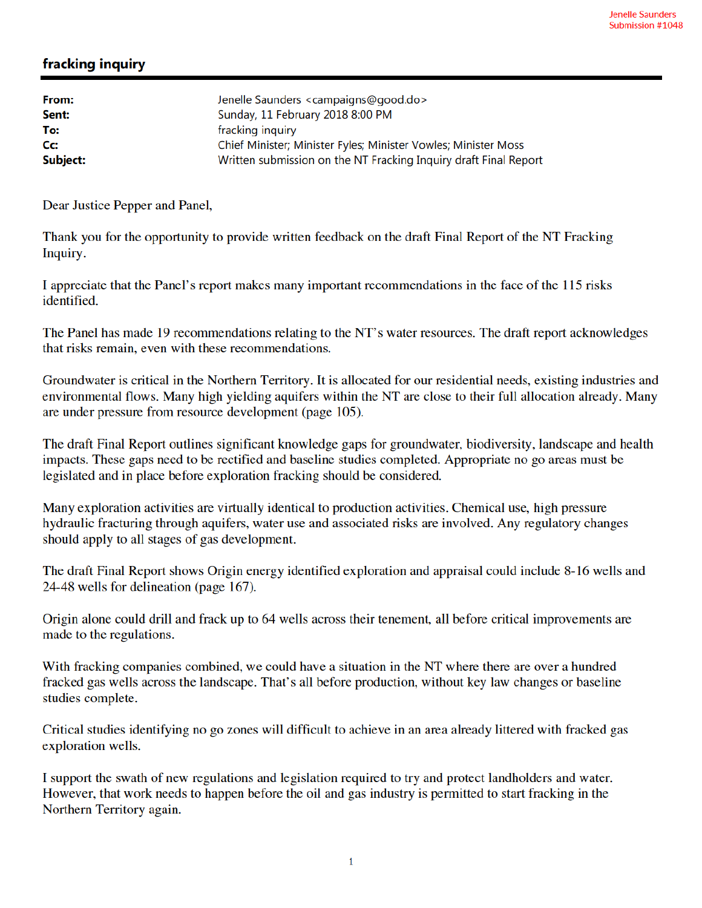Jenelle Saunders
Submission #1048

# fracking inquiry

| | |
|---|---|
| **From:** | Jenelle Saunders <campaigns@good.do> |
| **Sent:** | Sunday, 11 February 2018 8:00 PM |
| **To:** | fracking inquiry |
| **Cc:** | Chief Minister; Minister Fyles; Minister Vowles; Minister Moss |
| **Subject:** | Written submission on the NT Fracking Inquiry draft Final Report |

Dear Justice Pepper and Panel,

Thank you for the opportunity to provide written feedback on the draft Final Report of the NT Fracking Inquiry.

I appreciate that the Panel's report makes many important recommendations in the face of the 115 risks identified.

The Panel has made 19 recommendations relating to the NT's water resources. The draft report acknowledges that risks remain, even with these recommendations.

Groundwater is critical in the Northern Territory. It is allocated for our residential needs, existing industries and environmental flows. Many high yielding aquifers within the NT are close to their full allocation already. Many are under pressure from resource development (page 105).

The draft Final Report outlines significant knowledge gaps for groundwater, biodiversity, landscape and health impacts. These gaps need to be rectified and baseline studies completed. Appropriate no go areas must be legislated and in place before exploration fracking should be considered.

Many exploration activities are virtually identical to production activities. Chemical use, high pressure hydraulic fracturing through aquifers, water use and associated risks are involved. Any regulatory changes should apply to all stages of gas development.

The draft Final Report shows Origin energy identified exploration and appraisal could include 8-16 wells and 24-48 wells for delineation (page 167).

Origin alone could drill and frack up to 64 wells across their tenement, all before critical improvements are made to the regulations.

With fracking companies combined, we could have a situation in the NT where there are over a hundred fracked gas wells across the landscape. That's all before production, without key law changes or baseline studies complete.

Critical studies identifying no go zones will difficult to achieve in an area already littered with fracked gas exploration wells.

I support the swath of new regulations and legislation required to try and protect landholders and water. However, that work needs to happen before the oil and gas industry is permitted to start fracking in the Northern Territory again.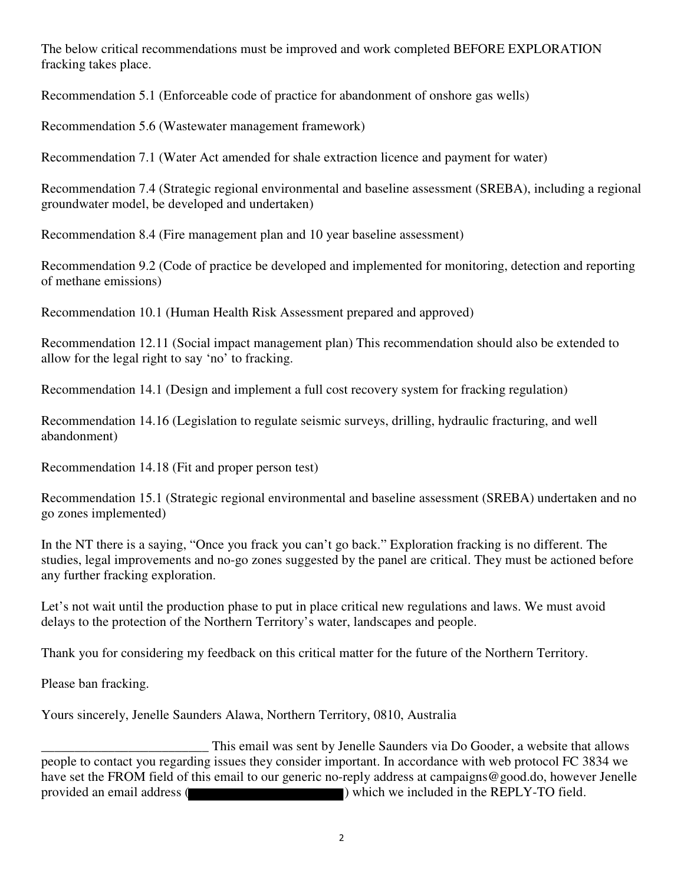The below critical recommendations must be improved and work completed BEFORE EXPLORATION fracking takes place.

Recommendation 5.1 (Enforceable code of practice for abandonment of onshore gas wells)

Recommendation 5.6 (Wastewater management framework)

Recommendation 7.1 (Water Act amended for shale extraction licence and payment for water)

Recommendation 7.4 (Strategic regional environmental and baseline assessment (SREBA), including a regional groundwater model, be developed and undertaken)

Recommendation 8.4 (Fire management plan and 10 year baseline assessment)

Recommendation 9.2 (Code of practice be developed and implemented for monitoring, detection and reporting of methane emissions)

Recommendation 10.1 (Human Health Risk Assessment prepared and approved)

Recommendation 12.11 (Social impact management plan) This recommendation should also be extended to allow for the legal right to say 'no' to fracking.

Recommendation 14.1 (Design and implement a full cost recovery system for fracking regulation)

Recommendation 14.16 (Legislation to regulate seismic surveys, drilling, hydraulic fracturing, and well abandonment)

Recommendation 14.18 (Fit and proper person test)

Recommendation 15.1 (Strategic regional environmental and baseline assessment (SREBA) undertaken and no go zones implemented)

In the NT there is a saying, "Once you frack you can't go back." Exploration fracking is no different. The studies, legal improvements and no-go zones suggested by the panel are critical. They must be actioned before any further fracking exploration.

Let's not wait until the production phase to put in place critical new regulations and laws. We must avoid delays to the protection of the Northern Territory's water, landscapes and people.

Thank you for considering my feedback on this critical matter for the future of the Northern Territory.

Please ban fracking.

Yours sincerely, Jenelle Saunders Alawa, Northern Territory, 0810, Australia

_________________________ This email was sent by Jenelle Saunders via Do Gooder, a website that allows people to contact you regarding issues they consider important. In accordance with web protocol FC 3834 we have set the FROM field of this email to our generic no-reply address at campaigns@good.do, however Jenelle provided an email address (████████████) which we included in the REPLY-TO field.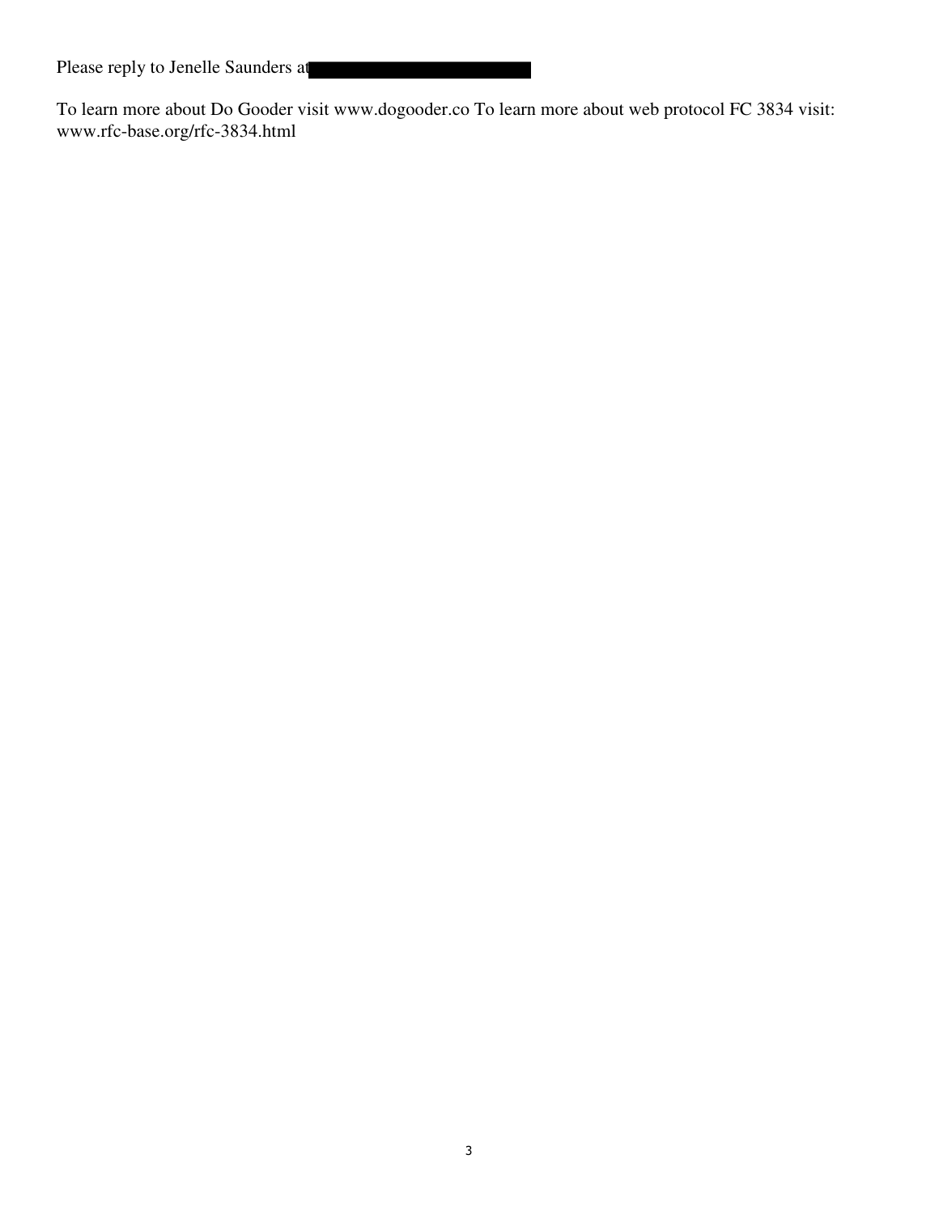Please reply to Jenelle Saunders at

To learn more about Do Gooder visit www.dogooder.co To learn more about web protocol FC 3834 visit: www.rfc-base.org/rfc-3834.html